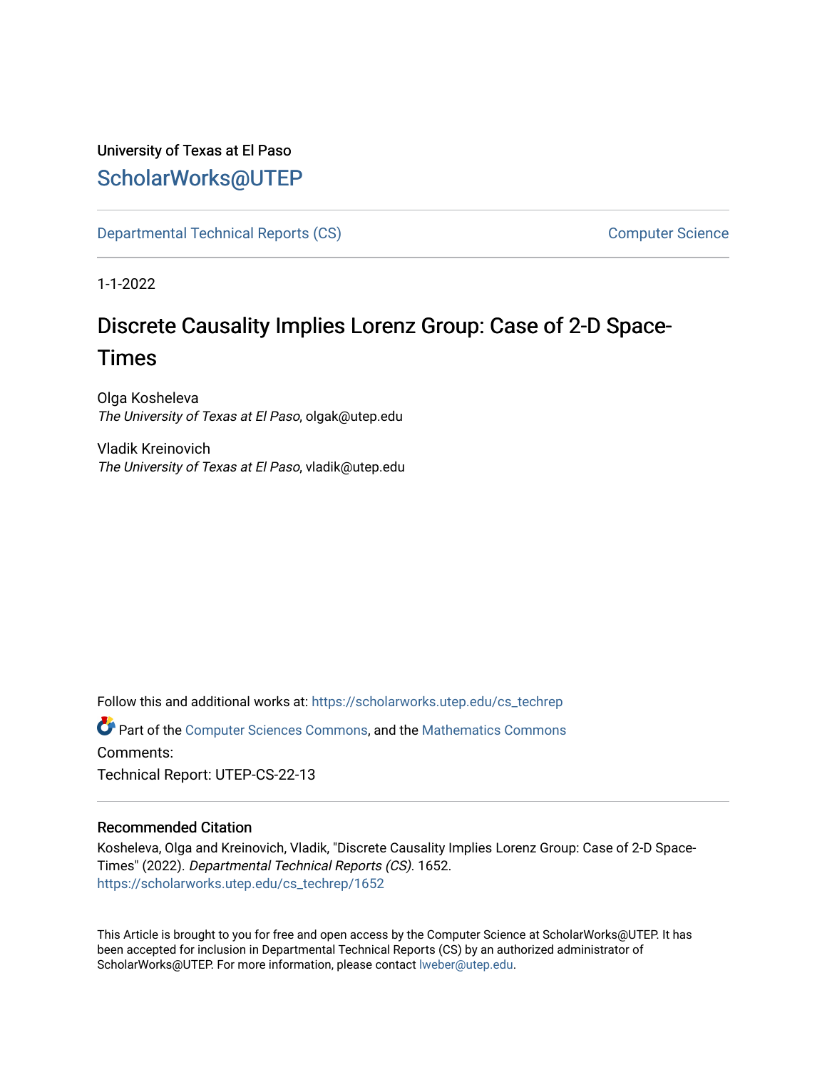University of Texas at El Paso

## ScholarWorks@UTEP

Departmental Technical Reports (CS) | Computer Science

1-1-2022

# Discrete Causality Implies Lorenz Group: Case of 2-D Space-Times

Olga Kosheleva
*The University of Texas at El Paso*, olgak@utep.edu

Vladik Kreinovich
*The University of Texas at El Paso*, vladik@utep.edu

Follow this and additional works at: https://scholarworks.utep.edu/cs_techrep

Part of the Computer Sciences Commons, and the Mathematics Commons

Comments:

Technical Report: UTEP-CS-22-13

### Recommended Citation

Kosheleva, Olga and Kreinovich, Vladik, "Discrete Causality Implies Lorenz Group: Case of 2-D Space-Times" (2022). *Departmental Technical Reports (CS)*. 1652.
https://scholarworks.utep.edu/cs_techrep/1652

This Article is brought to you for free and open access by the Computer Science at ScholarWorks@UTEP. It has been accepted for inclusion in Departmental Technical Reports (CS) by an authorized administrator of ScholarWorks@UTEP. For more information, please contact lweber@utep.edu.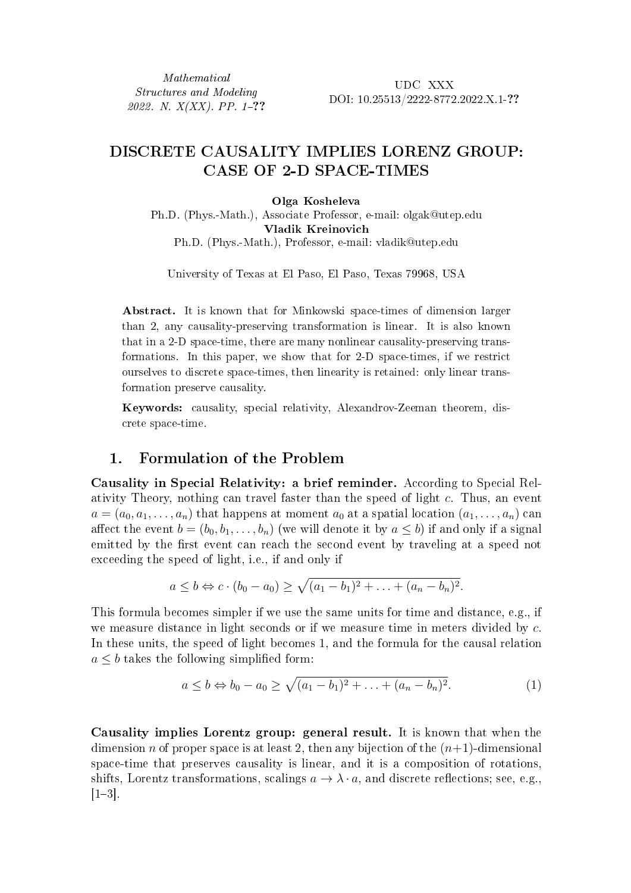# DISCRETE CAUSALITY IMPLIES LORENZ GROUP: CASE OF 2-D SPACE-TIMES

**Olga Kosheleva**

Ph.D. (Phys.-Math.), Associate Professor, e-mail: olgak@utep.edu

**Vladik Kreinovich**

Ph.D. (Phys.-Math.), Professor, e-mail: vladik@utep.edu

University of Texas at El Paso, El Paso, Texas 79968, USA

**Abstract.** It is known that for Minkowski space-times of dimension larger than 2, any causality-preserving transformation is linear. It is also known that in a 2-D space-time, there are many nonlinear causality-preserving transformations. In this paper, we show that for 2-D space-times, if we restrict ourselves to discrete space-times, then linearity is retained: only linear transformation preserve causality.

**Keywords:** causality, special relativity, Alexandrov-Zeeman theorem, discrete space-time.

## 1. Formulation of the Problem

**Causality in Special Relativity: a brief reminder.** According to Special Relativity Theory, nothing can travel faster than the speed of light $c$. Thus, an event $a = (a_0, a_1, \ldots, a_n)$ that happens at moment $a_0$ at a spatial location $(a_1, \ldots, a_n)$ can affect the event $b = (b_0, b_1, \ldots, b_n)$ (we will denote it by $a \leq b$) if and only if a signal emitted by the first event can reach the second event by traveling at a speed not exceeding the speed of light, i.e., if and only if

$$a \leq b \Leftrightarrow c \cdot (b_0 - a_0) \geq \sqrt{(a_1 - b_1)^2 + \ldots + (a_n - b_n)^2}.$$

This formula becomes simpler if we use the same units for time and distance, e.g., if we measure distance in light seconds or if we measure time in meters divided by $c$. In these units, the speed of light becomes 1, and the formula for the causal relation $a \leq b$ takes the following simplified form:

$$a \leq b \Leftrightarrow b_0 - a_0 \geq \sqrt{(a_1 - b_1)^2 + \ldots + (a_n - b_n)^2}. \tag{1}$$

**Causality implies Lorentz group: general result.** It is known that when the dimension $n$ of proper space is at least 2, then any bijection of the $(n+1)$-dimensional space-time that preserves causality is linear, and it is a composition of rotations, shifts, Lorentz transformations, scalings $a \to \lambda \cdot a$, and discrete reflections; see, e.g., [1–3].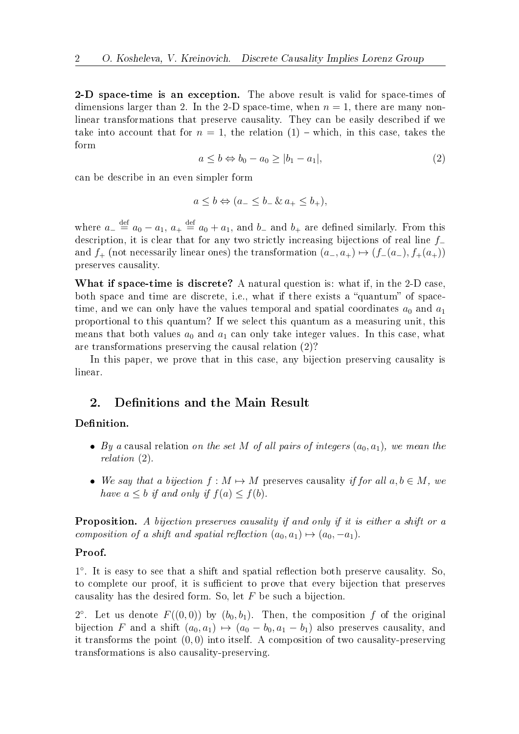**2-D space-time is an exception.** The above result is valid for space-times of dimensions larger than 2. In the 2-D space-time, when $n = 1$, there are many non-linear transformations that preserve causality. They can be easily described if we take into account that for $n = 1$, the relation (1) – which, in this case, takes the form

$$a \leq b \Leftrightarrow b_0 - a_0 \geq |b_1 - a_1|, \tag{2}$$

can be describe in an even simpler form

$$a \leq b \Leftrightarrow (a_- \leq b_- \,\&\, a_+ \leq b_+),$$

where $a_- \stackrel{\text{def}}{=} a_0 - a_1$, $a_+ \stackrel{\text{def}}{=} a_0 + a_1$, and $b_-$ and $b_+$ are defined similarly. From this description, it is clear that for any two strictly increasing bijections of real line $f_-$ and $f_+$ (not necessarily linear ones) the transformation $(a_-, a_+) \mapsto (f_-(a_-), f_+(a_+))$ preserves causality.

**What if space-time is discrete?** A natural question is: what if, in the 2-D case, both space and time are discrete, i.e., what if there exists a "quantum" of space-time, and we can only have the values temporal and spatial coordinates $a_0$ and $a_1$ proportional to this quantum? If we select this quantum as a measuring unit, this means that both values $a_0$ and $a_1$ can only take integer values. In this case, what are transformations preserving the causal relation (2)?

In this paper, we prove that in this case, any bijection preserving causality is linear.

## 2. Definitions and the Main Result

**Definition.**

- *By a* causal relation *on the set $M$ of all pairs of integers $(a_0, a_1)$, we mean the relation* (2).
- *We say that a bijection $f : M \mapsto M$* preserves causality *if for all $a, b \in M$, we have $a \leq b$ if and only if $f(a) \leq f(b)$.*

**Proposition.** *A bijection preserves causality if and only if it is either a shift or a composition of a shift and spatial reflection $(a_0, a_1) \mapsto (a_0, -a_1)$.*

**Proof.**

$1^\circ$. It is easy to see that a shift and spatial reflection both preserve causality. So, to complete our proof, it is sufficient to prove that every bijection that preserves causality has the desired form. So, let $F$ be such a bijection.

$2^\circ$. Let us denote $F((0, 0))$ by $(b_0, b_1)$. Then, the composition $f$ of the original bijection $F$ and a shift $(a_0, a_1) \mapsto (a_0 - b_0, a_1 - b_1)$ also preserves causality, and it transforms the point $(0, 0)$ into itself. A composition of two causality-preserving transformations is also causality-preserving.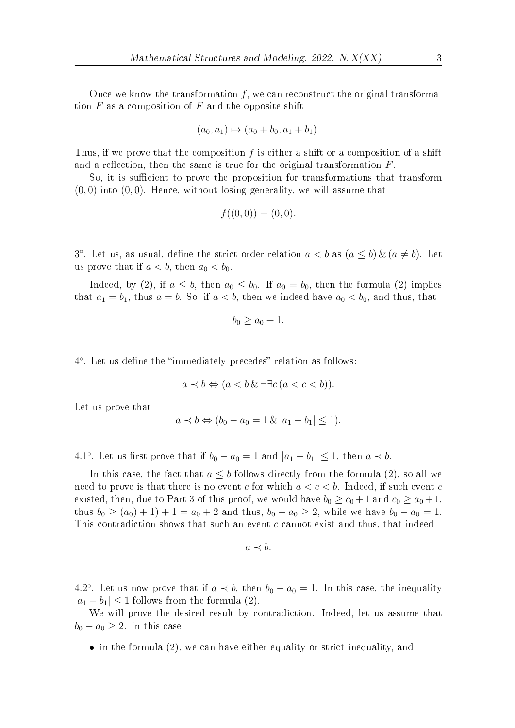Once we know the transformation $f$, we can reconstruct the original transformation $F$ as a composition of $F$ and the opposite shift

$$(a_0, a_1) \mapsto (a_0 + b_0, a_1 + b_1).$$

Thus, if we prove that the composition $f$ is either a shift or a composition of a shift and a reflection, then the same is true for the original transformation $F$.

So, it is sufficient to prove the proposition for transformations that transform $(0, 0)$ into $(0, 0)$. Hence, without losing generality, we will assume that

$$f((0, 0)) = (0, 0).$$

3°. Let us, as usual, define the strict order relation $a < b$ as $(a \le b) \,\&\, (a \ne b)$. Let us prove that if $a < b$, then $a_0 < b_0$.

Indeed, by (2), if $a \le b$, then $a_0 \le b_0$. If $a_0 = b_0$, then the formula (2) implies that $a_1 = b_1$, thus $a = b$. So, if $a < b$, then we indeed have $a_0 < b_0$, and thus, that

$$b_0 \ge a_0 + 1.$$

4°. Let us define the "immediately precedes" relation as follows:

$$a \prec b \Leftrightarrow (a < b \,\&\, \neg \exists c \, (a < c < b)).$$

Let us prove that

$$a \prec b \Leftrightarrow (b_0 - a_0 = 1 \,\&\, |a_1 - b_1| \le 1).$$

4.1°. Let us first prove that if $b_0 - a_0 = 1$ and $|a_1 - b_1| \le 1$, then $a \prec b$.

In this case, the fact that $a \le b$ follows directly from the formula (2), so all we need to prove is that there is no event $c$ for which $a < c < b$. Indeed, if such event $c$ existed, then, due to Part 3 of this proof, we would have $b_0 \ge c_0 + 1$ and $c_0 \ge a_0 + 1$, thus $b_0 \ge (a_0) + 1) + 1 = a_0 + 2$ and thus, $b_0 - a_0 \ge 2$, while we have $b_0 - a_0 = 1$. This contradiction shows that such an event $c$ cannot exist and thus, that indeed

$$a \prec b.$$

4.2°. Let us now prove that if $a \prec b$, then $b_0 - a_0 = 1$. In this case, the inequality $|a_1 - b_1| \le 1$ follows from the formula (2).

We will prove the desired result by contradiction. Indeed, let us assume that $b_0 - a_0 \ge 2$. In this case:

- in the formula (2), we can have either equality or strict inequality, and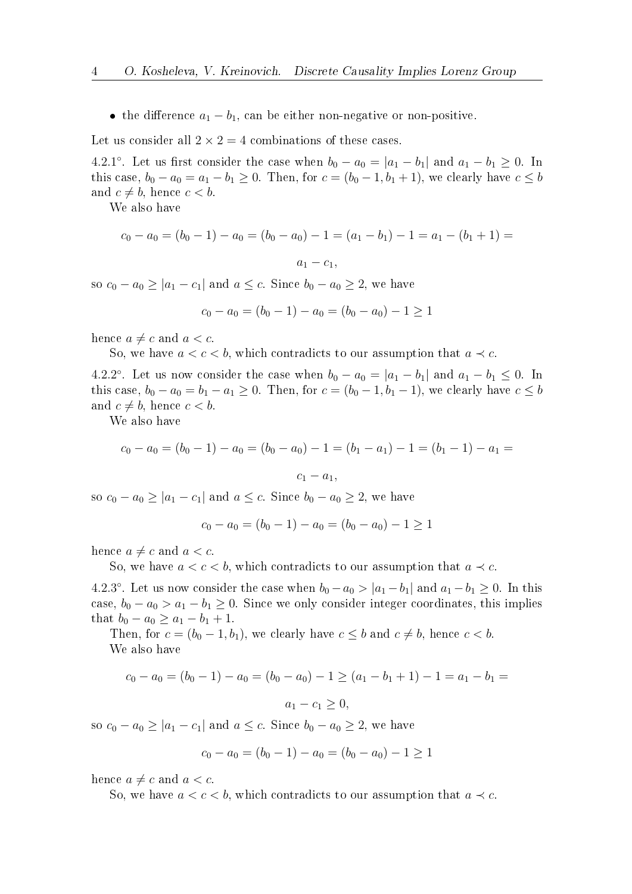- the difference $a_1 - b_1$, can be either non-negative or non-positive.

Let us consider all $2 \times 2 = 4$ combinations of these cases.

4.2.1°. Let us first consider the case when $b_0 - a_0 = |a_1 - b_1|$ and $a_1 - b_1 \geq 0$. In this case, $b_0 - a_0 = a_1 - b_1 \geq 0$. Then, for $c = (b_0 - 1, b_1 + 1)$, we clearly have $c \leq b$ and $c \neq b$, hence $c < b$.

We also have

$$c_0 - a_0 = (b_0 - 1) - a_0 = (b_0 - a_0) - 1 = (a_1 - b_1) - 1 = a_1 - (b_1 + 1) =$$

$$a_1 - c_1,$$

so $c_0 - a_0 \geq |a_1 - c_1|$ and $a \leq c$. Since $b_0 - a_0 \geq 2$, we have

$$c_0 - a_0 = (b_0 - 1) - a_0 = (b_0 - a_0) - 1 \geq 1$$

hence $a \neq c$ and $a < c$.

So, we have $a < c < b$, which contradicts to our assumption that $a \prec c$.

4.2.2°. Let us now consider the case when $b_0 - a_0 = |a_1 - b_1|$ and $a_1 - b_1 \leq 0$. In this case, $b_0 - a_0 = b_1 - a_1 \geq 0$. Then, for $c = (b_0 - 1, b_1 - 1)$, we clearly have $c \leq b$ and $c \neq b$, hence $c < b$.

We also have

$$c_0 - a_0 = (b_0 - 1) - a_0 = (b_0 - a_0) - 1 = (b_1 - a_1) - 1 = (b_1 - 1) - a_1 =$$

$$c_1 - a_1,$$

so $c_0 - a_0 \geq |a_1 - c_1|$ and $a \leq c$. Since $b_0 - a_0 \geq 2$, we have

$$c_0 - a_0 = (b_0 - 1) - a_0 = (b_0 - a_0) - 1 \geq 1$$

hence $a \neq c$ and $a < c$.

So, we have $a < c < b$, which contradicts to our assumption that $a \prec c$.

4.2.3°. Let us now consider the case when $b_0 - a_0 > |a_1 - b_1|$ and $a_1 - b_1 \geq 0$. In this case, $b_0 - a_0 > a_1 - b_1 \geq 0$. Since we only consider integer coordinates, this implies that $b_0 - a_0 \geq a_1 - b_1 + 1$.

Then, for $c = (b_0 - 1, b_1)$, we clearly have $c \leq b$ and $c \neq b$, hence $c < b$.

We also have

$$c_0 - a_0 = (b_0 - 1) - a_0 = (b_0 - a_0) - 1 \geq (a_1 - b_1 + 1) - 1 = a_1 - b_1 =$$

$$a_1 - c_1 \geq 0,$$

so $c_0 - a_0 \geq |a_1 - c_1|$ and $a \leq c$. Since $b_0 - a_0 \geq 2$, we have

$$c_0 - a_0 = (b_0 - 1) - a_0 = (b_0 - a_0) - 1 \geq 1$$

hence $a \neq c$ and $a < c$.

So, we have $a < c < b$, which contradicts to our assumption that $a \prec c$.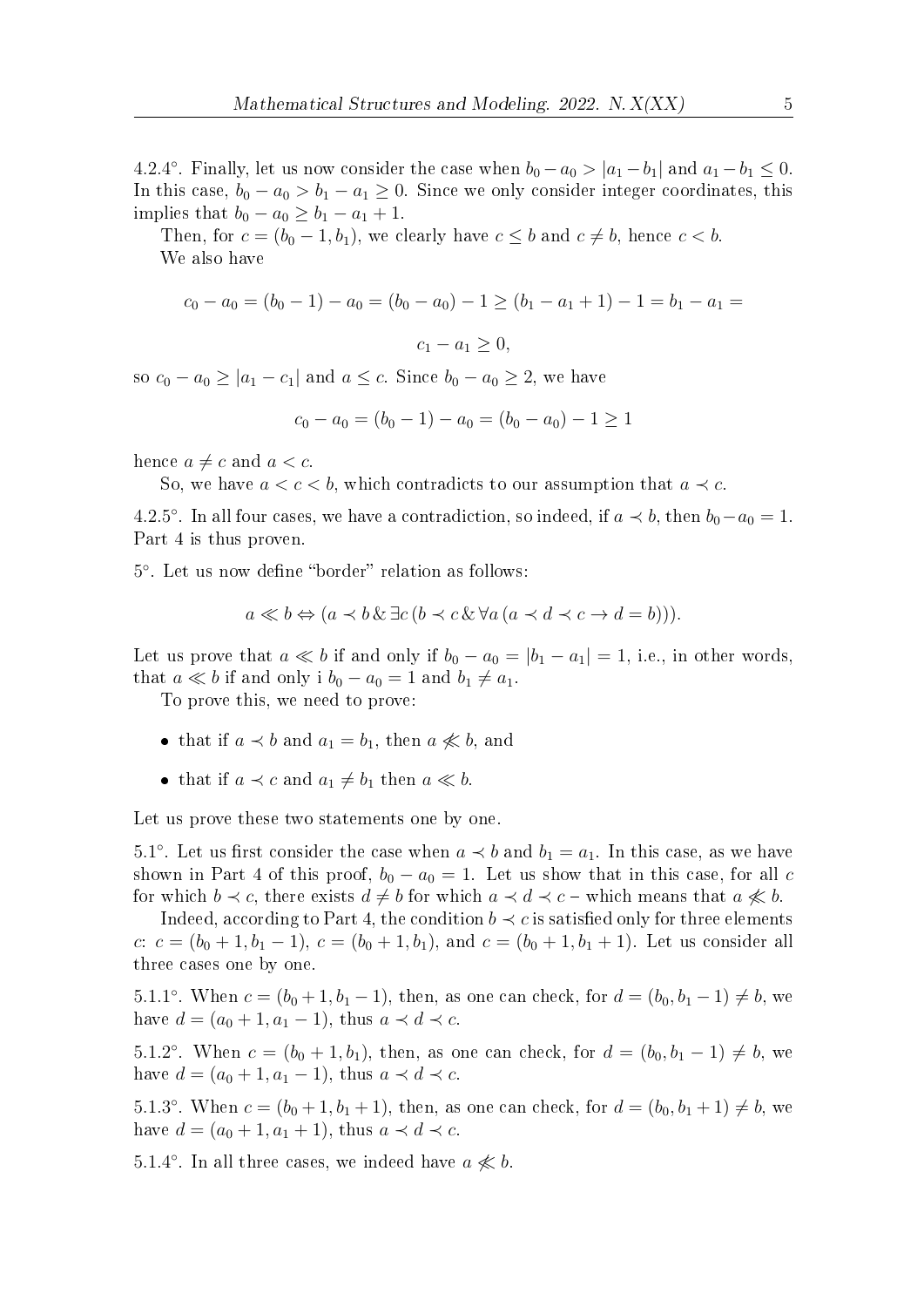4.2.4°. Finally, let us now consider the case when $b_0 - a_0 > |a_1 - b_1|$ and $a_1 - b_1 \le 0$. In this case, $b_0 - a_0 > b_1 - a_1 \ge 0$. Since we only consider integer coordinates, this implies that $b_0 - a_0 \ge b_1 - a_1 + 1$.

Then, for $c = (b_0 - 1, b_1)$, we clearly have $c \le b$ and $c \ne b$, hence $c < b$.

We also have

$$c_0 - a_0 = (b_0 - 1) - a_0 = (b_0 - a_0) - 1 \ge (b_1 - a_1 + 1) - 1 = b_1 - a_1 =$$

$$c_1 - a_1 \ge 0,$$

so $c_0 - a_0 \ge |a_1 - c_1|$ and $a \le c$. Since $b_0 - a_0 \ge 2$, we have

$$c_0 - a_0 = (b_0 - 1) - a_0 = (b_0 - a_0) - 1 \ge 1$$

hence $a \ne c$ and $a < c$.

So, we have $a < c < b$, which contradicts to our assumption that $a \prec c$.

4.2.5°. In all four cases, we have a contradiction, so indeed, if $a \prec b$, then $b_0 - a_0 = 1$. Part 4 is thus proven.

5°. Let us now define "border" relation as follows:

$$a \ll b \Leftrightarrow (a \prec b \,\&\, \exists c\, (b \prec c \,\&\, \forall a\, (a \prec d \prec c \to d = b))).$$

Let us prove that $a \ll b$ if and only if $b_0 - a_0 = |b_1 - a_1| = 1$, i.e., in other words, that $a \ll b$ if and only i $b_0 - a_0 = 1$ and $b_1 \ne a_1$.

To prove this, we need to prove:

- that if $a \prec b$ and $a_1 = b_1$, then $a \not\ll b$, and
- that if $a \prec c$ and $a_1 \ne b_1$ then $a \ll b$.

Let us prove these two statements one by one.

5.1°. Let us first consider the case when $a \prec b$ and $b_1 = a_1$. In this case, as we have shown in Part 4 of this proof, $b_0 - a_0 = 1$. Let us show that in this case, for all $c$ for which $b \prec c$, there exists $d \ne b$ for which $a \prec d \prec c$ – which means that $a \not\ll b$.

Indeed, according to Part 4, the condition $b \prec c$ is satisfied only for three elements $c$: $c = (b_0 + 1, b_1 - 1)$, $c = (b_0 + 1, b_1)$, and $c = (b_0 + 1, b_1 + 1)$. Let us consider all three cases one by one.

5.1.1°. When $c = (b_0 + 1, b_1 - 1)$, then, as one can check, for $d = (b_0, b_1 - 1) \ne b$, we have $d = (a_0 + 1, a_1 - 1)$, thus $a \prec d \prec c$.

5.1.2°. When $c = (b_0 + 1, b_1)$, then, as one can check, for $d = (b_0, b_1 - 1) \ne b$, we have $d = (a_0 + 1, a_1 - 1)$, thus $a \prec d \prec c$.

5.1.3°. When $c = (b_0 + 1, b_1 + 1)$, then, as one can check, for $d = (b_0, b_1 + 1) \ne b$, we have $d = (a_0 + 1, a_1 + 1)$, thus $a \prec d \prec c$.

5.1.4°. In all three cases, we indeed have $a \not\ll b$.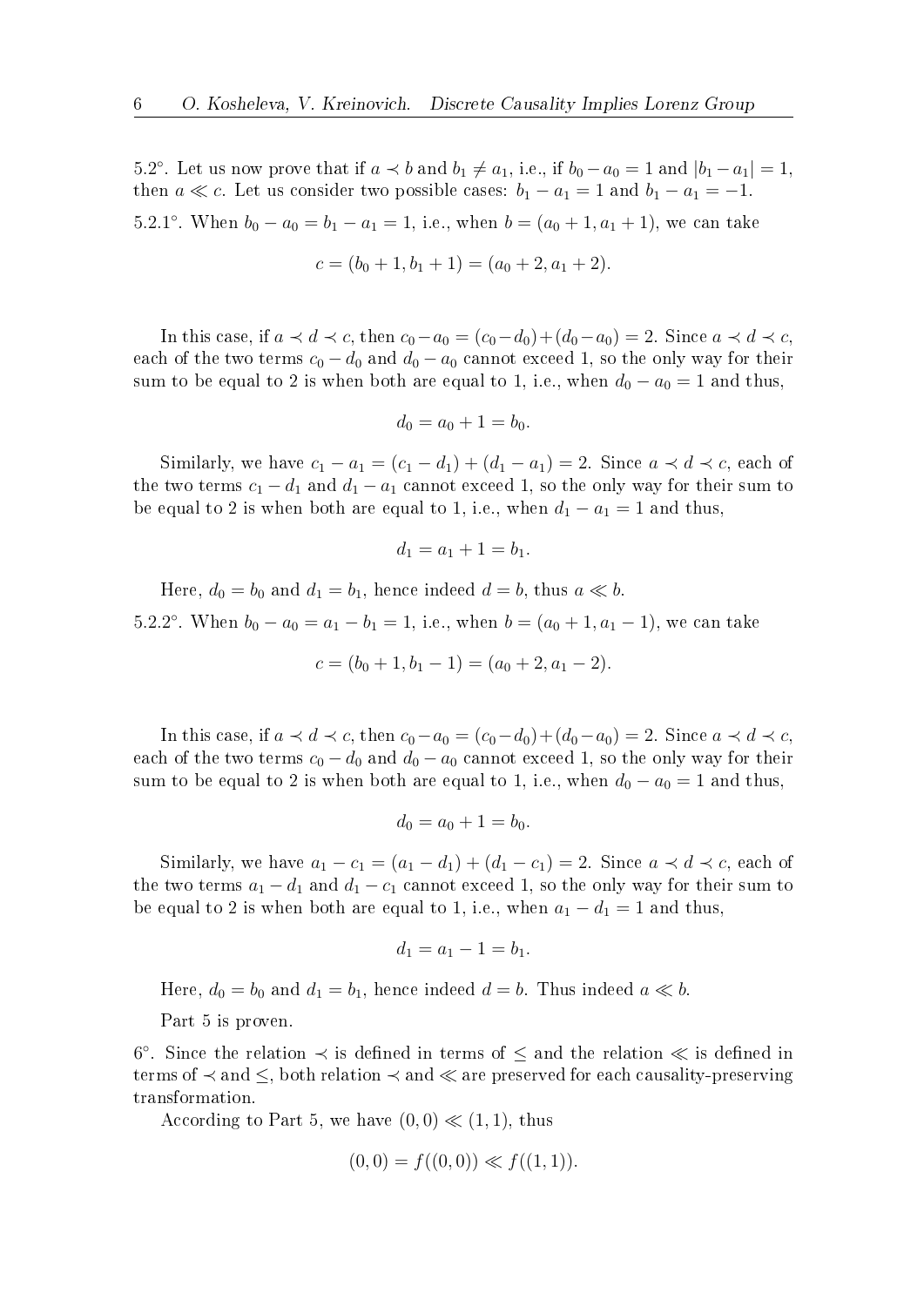5.2°. Let us now prove that if $a \prec b$ and $b_1 \neq a_1$, i.e., if $b_0 - a_0 = 1$ and $|b_1 - a_1| = 1$, then $a \ll c$. Let us consider two possible cases: $b_1 - a_1 = 1$ and $b_1 - a_1 = -1$.

5.2.1°. When $b_0 - a_0 = b_1 - a_1 = 1$, i.e., when $b = (a_0 + 1, a_1 + 1)$, we can take

$$c = (b_0 + 1, b_1 + 1) = (a_0 + 2, a_1 + 2).$$

In this case, if $a \prec d \prec c$, then $c_0 - a_0 = (c_0 - d_0) + (d_0 - a_0) = 2$. Since $a \prec d \prec c$, each of the two terms $c_0 - d_0$ and $d_0 - a_0$ cannot exceed 1, so the only way for their sum to be equal to 2 is when both are equal to 1, i.e., when $d_0 - a_0 = 1$ and thus,

$$d_0 = a_0 + 1 = b_0.$$

Similarly, we have $c_1 - a_1 = (c_1 - d_1) + (d_1 - a_1) = 2$. Since $a \prec d \prec c$, each of the two terms $c_1 - d_1$ and $d_1 - a_1$ cannot exceed 1, so the only way for their sum to be equal to 2 is when both are equal to 1, i.e., when $d_1 - a_1 = 1$ and thus,

$$d_1 = a_1 + 1 = b_1.$$

Here, $d_0 = b_0$ and $d_1 = b_1$, hence indeed $d = b$, thus $a \ll b$.

5.2.2°. When $b_0 - a_0 = a_1 - b_1 = 1$, i.e., when $b = (a_0 + 1, a_1 - 1)$, we can take

$$c = (b_0 + 1, b_1 - 1) = (a_0 + 2, a_1 - 2).$$

In this case, if $a \prec d \prec c$, then $c_0 - a_0 = (c_0 - d_0) + (d_0 - a_0) = 2$. Since $a \prec d \prec c$, each of the two terms $c_0 - d_0$ and $d_0 - a_0$ cannot exceed 1, so the only way for their sum to be equal to 2 is when both are equal to 1, i.e., when $d_0 - a_0 = 1$ and thus,

$$d_0 = a_0 + 1 = b_0.$$

Similarly, we have $a_1 - c_1 = (a_1 - d_1) + (d_1 - c_1) = 2$. Since $a \prec d \prec c$, each of the two terms $a_1 - d_1$ and $d_1 - c_1$ cannot exceed 1, so the only way for their sum to be equal to 2 is when both are equal to 1, i.e., when $a_1 - d_1 = 1$ and thus,

$$d_1 = a_1 - 1 = b_1.$$

Here, $d_0 = b_0$ and $d_1 = b_1$, hence indeed $d = b$. Thus indeed $a \ll b$.

Part 5 is proven.

6°. Since the relation $\prec$ is defined in terms of $\leq$ and the relation $\ll$ is defined in terms of $\prec$ and $\leq$, both relation $\prec$ and $\ll$ are preserved for each causality-preserving transformation.

According to Part 5, we have $(0, 0) \ll (1, 1)$, thus

$$(0, 0) = f((0, 0)) \ll f((1, 1)).$$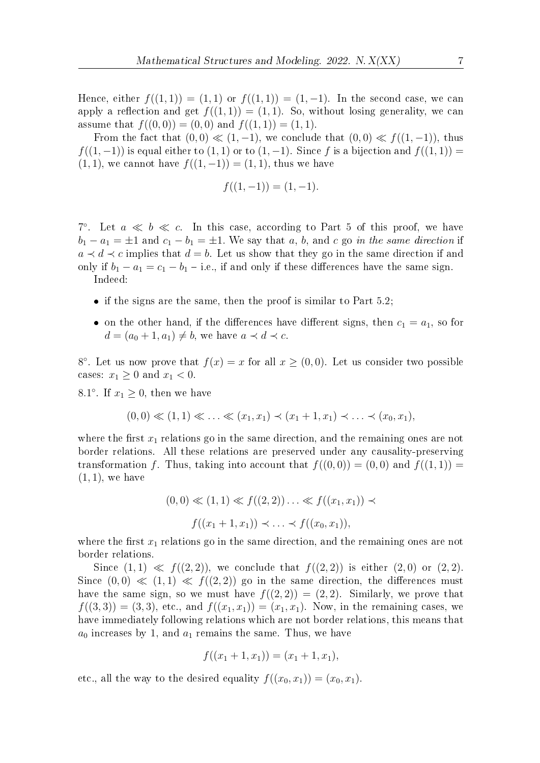Hence, either $f((1,1)) = (1,1)$ or $f((1,1)) = (1,-1)$. In the second case, we can apply a reflection and get $f((1,1)) = (1,1)$. So, without losing generality, we can assume that $f((0,0)) = (0,0)$ and $f((1,1)) = (1,1)$.

From the fact that $(0,0) \ll (1,-1)$, we conclude that $(0,0) \ll f((1,-1))$, thus $f((1,-1))$ is equal either to $(1,1)$ or to $(1,-1)$. Since $f$ is a bijection and $f((1,1)) = (1,1)$, we cannot have $f((1,-1)) = (1,1)$, thus we have

$$f((1,-1)) = (1,-1).$$

7°. Let $a \ll b \ll c$. In this case, according to Part 5 of this proof, we have $b_1 - a_1 = \pm 1$ and $c_1 - b_1 = \pm 1$. We say that $a$, $b$, and $c$ go *in the same direction* if $a \prec d \prec c$ implies that $d = b$. Let us show that they go in the same direction if and only if $b_1 - a_1 = c_1 - b_1$ – i.e., if and only if these differences have the same sign.

Indeed:

- if the signs are the same, then the proof is similar to Part 5.2;
- on the other hand, if the differences have different signs, then $c_1 = a_1$, so for $d = (a_0 + 1, a_1) \neq b$, we have $a \prec d \prec c$.

8°. Let us now prove that $f(x) = x$ for all $x \geq (0,0)$. Let us consider two possible cases: $x_1 \geq 0$ and $x_1 < 0$.

8.1°. If $x_1 \geq 0$, then we have

$$(0,0) \ll (1,1) \ll \ldots \ll (x_1, x_1) \prec (x_1 + 1, x_1) \prec \ldots \prec (x_0, x_1),$$

where the first $x_1$ relations go in the same direction, and the remaining ones are not border relations. All these relations are preserved under any causality-preserving transformation $f$. Thus, taking into account that $f((0,0)) = (0,0)$ and $f((1,1)) = (1,1)$, we have

$$(0,0) \ll (1,1) \ll f((2,2)) \ldots \ll f((x_1, x_1)) \prec$$

$$f((x_1 + 1, x_1)) \prec \ldots \prec f((x_0, x_1)),$$

where the first $x_1$ relations go in the same direction, and the remaining ones are not border relations.

Since $(1,1) \ll f((2,2))$, we conclude that $f((2,2))$ is either $(2,0)$ or $(2,2)$. Since $(0,0) \ll (1,1) \ll f((2,2))$ go in the same direction, the differences must have the same sign, so we must have $f((2,2)) = (2,2)$. Similarly, we prove that $f((3,3)) = (3,3)$, etc., and $f((x_1, x_1)) = (x_1, x_1)$. Now, in the remaining cases, we have immediately following relations which are not border relations, this means that $a_0$ increases by 1, and $a_1$ remains the same. Thus, we have

$$f((x_1 + 1, x_1)) = (x_1 + 1, x_1),$$

etc., all the way to the desired equality $f((x_0, x_1)) = (x_0, x_1)$.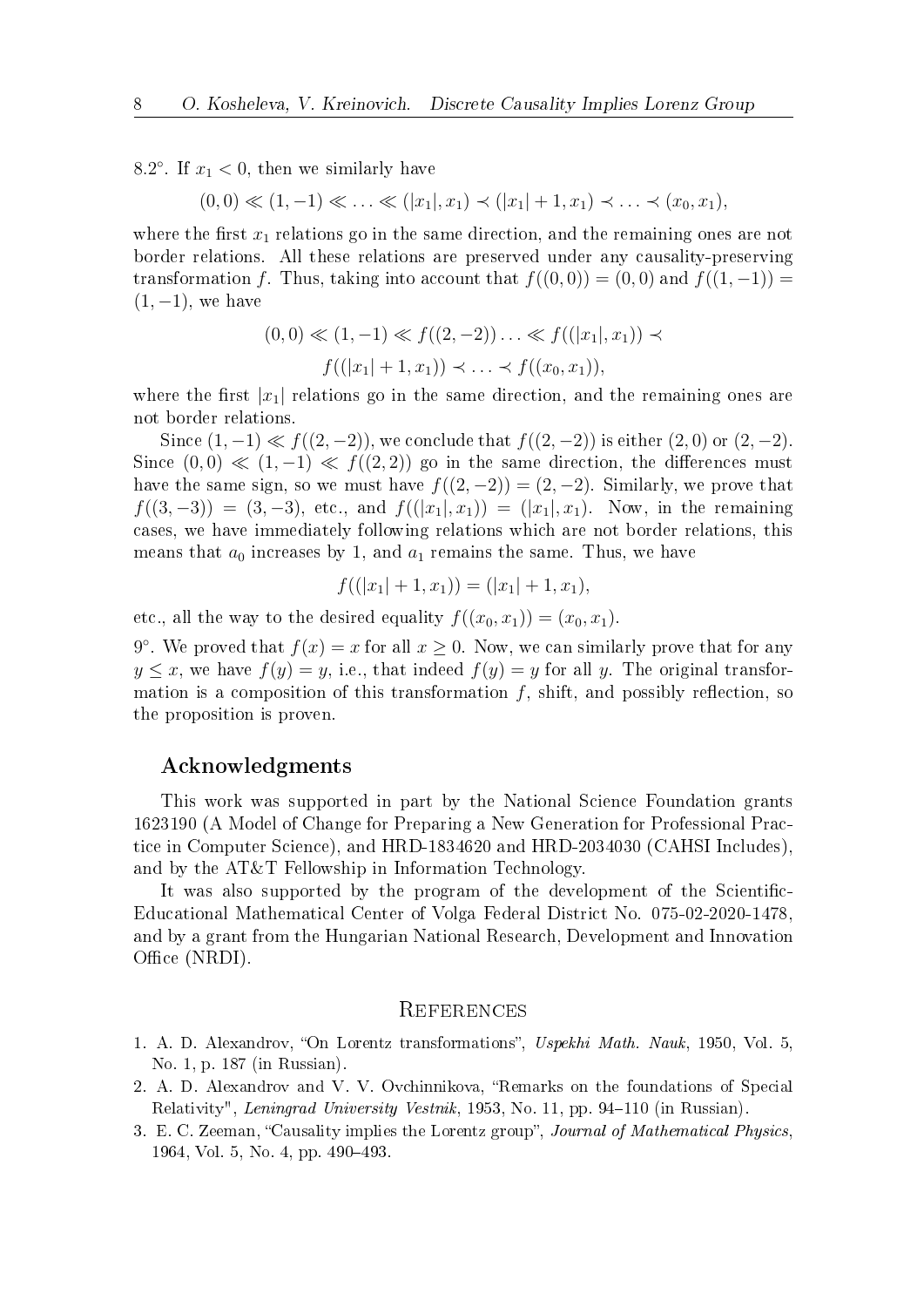8.2°. If $x_1 < 0$, then we similarly have

$$(0,0) \ll (1,-1) \ll \ldots \ll (|x_1|, x_1) \prec (|x_1|+1, x_1) \prec \ldots \prec (x_0, x_1),$$

where the first $x_1$ relations go in the same direction, and the remaining ones are not border relations. All these relations are preserved under any causality-preserving transformation $f$. Thus, taking into account that $f((0,0)) = (0,0)$ and $f((1,-1)) = (1,-1)$, we have

$$(0,0) \ll (1,-1) \ll f((2,-2)) \ldots \ll f((|x_1|, x_1)) \prec$$
$$f((|x_1|+1, x_1)) \prec \ldots \prec f((x_0, x_1)),$$

where the first $|x_1|$ relations go in the same direction, and the remaining ones are not border relations.

Since $(1,-1) \ll f((2,-2))$, we conclude that $f((2,-2))$ is either $(2,0)$ or $(2,-2)$. Since $(0,0) \ll (1,-1) \ll f((2,2))$ go in the same direction, the differences must have the same sign, so we must have $f((2,-2)) = (2,-2)$. Similarly, we prove that $f((3,-3)) = (3,-3)$, etc., and $f((|x_1|, x_1)) = (|x_1|, x_1)$. Now, in the remaining cases, we have immediately following relations which are not border relations, this means that $a_0$ increases by 1, and $a_1$ remains the same. Thus, we have

$$f((|x_1|+1, x_1)) = (|x_1|+1, x_1),$$

etc., all the way to the desired equality $f((x_0, x_1)) = (x_0, x_1)$.

9°. We proved that $f(x) = x$ for all $x \ge 0$. Now, we can similarly prove that for any $y \le x$, we have $f(y) = y$, i.e., that indeed $f(y) = y$ for all $y$. The original transformation is a composition of this transformation $f$, shift, and possibly reflection, so the proposition is proven.

## Acknowledgments

This work was supported in part by the National Science Foundation grants 1623190 (A Model of Change for Preparing a New Generation for Professional Practice in Computer Science), and HRD-1834620 and HRD-2034030 (CAHSI Includes), and by the AT&T Fellowship in Information Technology.

It was also supported by the program of the development of the Scientific-Educational Mathematical Center of Volga Federal District No. 075-02-2020-1478, and by a grant from the Hungarian National Research, Development and Innovation Office (NRDI).

## References

1. A. D. Alexandrov, "On Lorentz transformations", *Uspekhi Math. Nauk*, 1950, Vol. 5, No. 1, p. 187 (in Russian).
2. A. D. Alexandrov and V. V. Ovchinnikova, "Remarks on the foundations of Special Relativity", *Leningrad University Vestnik*, 1953, No. 11, pp. 94–110 (in Russian).
3. E. C. Zeeman, "Causality implies the Lorentz group", *Journal of Mathematical Physics*, 1964, Vol. 5, No. 4, pp. 490–493.